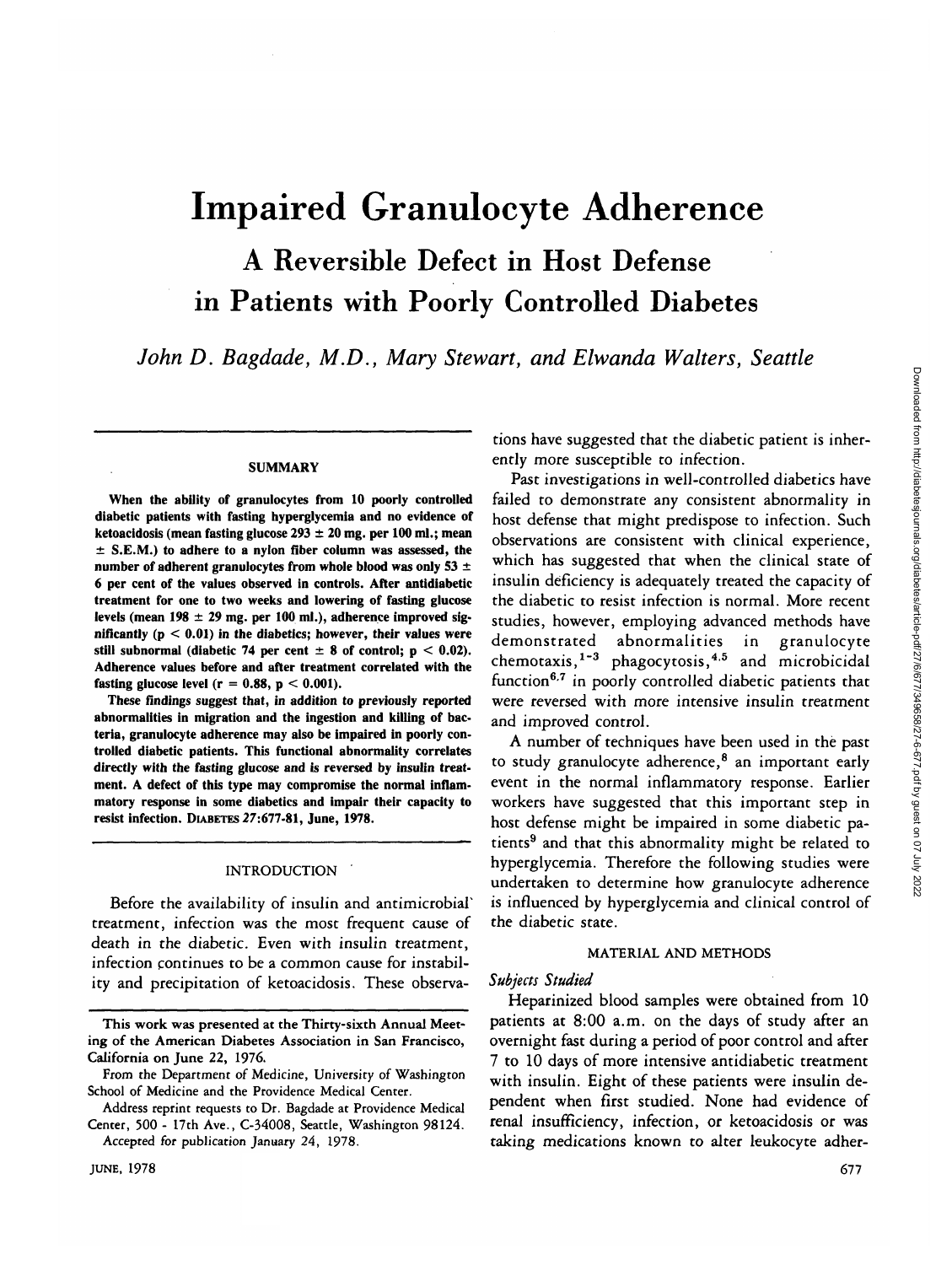// Impaired Granulocyte Adherence

## A Reversible Defect in Host Defense in Patients with Poorly Controlled Diabetes

*John D. Bagdade, M.D., Mary Stewart, and Elwanda Walters, Seattle*

### SUMMARY

**When the ability of granulocytes from 10 poorly controlled diabetic patients with fasting hyperglycemia and no evidence of ketoacidosis (mean fasting glucose 293 ± 20 mg. per 100 ml.; mean ± S.E.M.) to adhere to a nylon fiber column was assessed, the number of adherent granulocytes from whole blood was only 53 ± 6 per cent of the values observed in controls. After antidiabetic treatment for one to two weeks and lowering of fasting glucose levels (mean 198 ± 29 mg. per 100 ml.), adherence improved significantly ($p < 0.01$) in the diabetics; however, their values were still subnormal (diabetic 74 per cent ± 8 of control; $p < 0.02$). Adherence values before and after treatment correlated with the fasting glucose level ($r = 0.88$, $p < 0.001$).**

**These findings suggest that, in addition to previously reported abnormalities in migration and the ingestion and killing of bacteria, granulocyte adherence may also be impaired in poorly controlled diabetic patients. This functional abnormality correlates directly with the fasting glucose and is reversed by insulin treatment. A defect of this type may compromise the normal inflammatory response in some diabetics and impair their capacity to resist infection. DIABETES 27:677-81, June, 1978.**

### INTRODUCTION

Before the availability of insulin and antimicrobial treatment, infection was the most frequent cause of death in the diabetic. Even with insulin treatment, infection continues to be a common cause for instability and precipitation of ketoacidosis. These observations have suggested that the diabetic patient is inherently more susceptible to infection.

Past investigations in well-controlled diabetics have failed to demonstrate any consistent abnormality in host defense that might predispose to infection. Such observations are consistent with clinical experience, which has suggested that when the clinical state of insulin deficiency is adequately treated the capacity of the diabetic to resist infection is normal. More recent studies, however, employing advanced methods have demonstrated abnormalities in granulocyte chemotaxis,[1-3] phagocytosis,[4,5] and microbicidal function[6,7] in poorly controlled diabetic patients that were reversed with more intensive insulin treatment and improved control.

A number of techniques have been used in the past to study granulocyte adherence,[8] an important early event in the normal inflammatory response. Earlier workers have suggested that this important step in host defense might be impaired in some diabetic patients[9] and that this abnormality might be related to hyperglycemia. Therefore the following studies were undertaken to determine how granulocyte adherence is influenced by hyperglycemia and clinical control of the diabetic state.

### MATERIAL AND METHODS

#### *Subjects Studied*

Heparinized blood samples were obtained from 10 patients at 8:00 a.m. on the days of study after an overnight fast during a period of poor control and after 7 to 10 days of more intensive antidiabetic treatment with insulin. Eight of these patients were insulin dependent when first studied. None had evidence of renal insufficiency, infection, or ketoacidosis or was taking medications known to alter leukocyte adher-

---

This work was presented at the Thirty-sixth Annual Meeting of the American Diabetes Association in San Francisco, California on June 22, 1976.

From the Department of Medicine, University of Washington School of Medicine and the Providence Medical Center.

Address reprint requests to Dr. Bagdade at Providence Medical Center, 500 - 17th Ave., C-34008, Seattle, Washington 98124.

Accepted for publication January 24, 1978.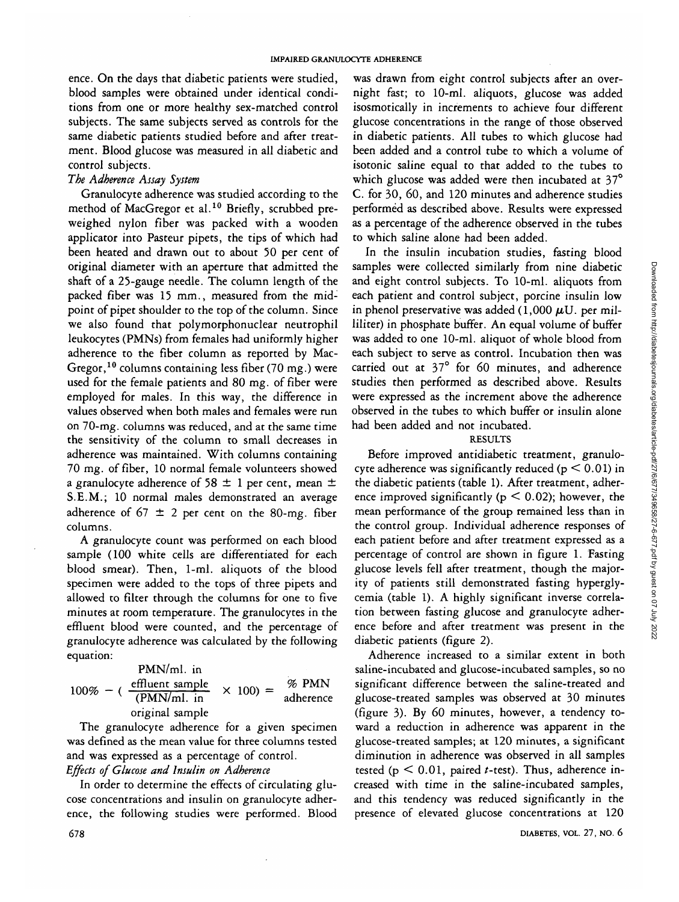ence. On the days that diabetic patients were studied, blood samples were obtained under identical conditions from one or more healthy sex-matched control subjects. The same subjects served as controls for the same diabetic patients studied before and after treatment. Blood glucose was measured in all diabetic and control subjects.

*The Adherence Assay System*

Granulocyte adherence was studied according to the method of MacGregor et al.[10] Briefly, scrubbed preweighed nylon fiber was packed with a wooden applicator into Pasteur pipets, the tips of which had been heated and drawn out to about 50 per cent of original diameter with an aperture that admitted the shaft of a 25-gauge needle. The column length of the packed fiber was 15 mm., measured from the midpoint of pipet shoulder to the top of the column. Since we also found that polymorphonuclear neutrophil leukocytes (PMNs) from females had uniformly higher adherence to the fiber column as reported by MacGregor,[10] columns containing less fiber (70 mg.) were used for the female patients and 80 mg. of fiber were employed for males. In this way, the difference in values observed when both males and females were run on 70-mg. columns was reduced, and at the same time the sensitivity of the column to small decreases in adherence was maintained. With columns containing 70 mg. of fiber, 10 normal female volunteers showed a granulocyte adherence of 58 ± 1 per cent, mean ± S.E.M.; 10 normal males demonstrated an average adherence of 67 ± 2 per cent on the 80-mg. fiber columns.

A granulocyte count was performed on each blood sample (100 white cells are differentiated for each blood smear). Then, 1-ml. aliquots of the blood specimen were added to the tops of three pipets and allowed to filter through the columns for one to five minutes at room temperature. The granulocytes in the effluent blood were counted, and the percentage of granulocyte adherence was calculated by the following equation:

$$100\% - \left( \frac{\text{PMN/ml. in effluent sample}}{\text{PMN/ml. in original sample}} \times 100 \right) = \%\ \text{PMN adherence}$$

The granulocyte adherence for a given specimen was defined as the mean value for three columns tested and was expressed as a percentage of control.

*Effects of Glucose and Insulin on Adherence*

In order to determine the effects of circulating glucose concentrations and insulin on granulocyte adherence, the following studies were performed. Blood was drawn from eight control subjects after an overnight fast; to 10-ml. aliquots, glucose was added isosmotically in increments to achieve four different glucose concentrations in the range of those observed in diabetic patients. All tubes to which glucose had been added and a control tube to which a volume of isotonic saline equal to that added to the tubes to which glucose was added were then incubated at 37° C. for 30, 60, and 120 minutes and adherence studies performed as described above. Results were expressed as a percentage of the adherence observed in the tubes to which saline alone had been added.

In the insulin incubation studies, fasting blood samples were collected similarly from nine diabetic and eight control subjects. To 10-ml. aliquots from each patient and control subject, porcine insulin low in phenol preservative was added (1,000 $\mu$U. per milliliter) in phosphate buffer. An equal volume of buffer was added to one 10-ml. aliquot of whole blood from each subject to serve as control. Incubation then was carried out at 37° for 60 minutes, and adherence studies then performed as described above. Results were expressed as the increment above the adherence observed in the tubes to which buffer or insulin alone had been added and not incubated.

## RESULTS

Before improved antidiabetic treatment, granulocyte adherence was significantly reduced ($p < 0.01$) in the diabetic patients (table 1). After treatment, adherence improved significantly ($p < 0.02$); however, the mean performance of the group remained less than in the control group. Individual adherence responses of each patient before and after treatment expressed as a percentage of control are shown in figure 1. Fasting glucose levels fell after treatment, though the majority of patients still demonstrated fasting hyperglycemia (table 1). A highly significant inverse correlation between fasting glucose and granulocyte adherence before and after treatment was present in the diabetic patients (figure 2).

Adherence increased to a similar extent in both saline-incubated and glucose-incubated samples, so no significant difference between the saline-treated and glucose-treated samples was observed at 30 minutes (figure 3). By 60 minutes, however, a tendency toward a reduction in adherence was apparent in the glucose-treated samples; at 120 minutes, a significant diminution in adherence was observed in all samples tested ($p < 0.01$, paired $t$-test). Thus, adherence increased with time in the saline-incubated samples, and this tendency was reduced significantly in the presence of elevated glucose concentrations at 120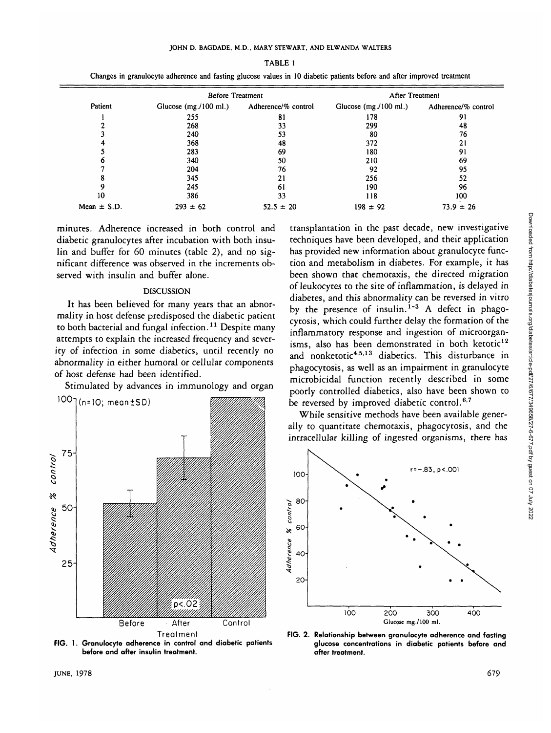TABLE 1

Changes in granulocyte adherence and fasting glucose values in 10 diabetic patients before and after improved treatment

| Patient | Before Treatment | | After Treatment | |
|---|---|---|---|---|
| | Glucose (mg./100 ml.) | Adherence/% control | Glucose (mg./100 ml.) | Adherence/% control |
| 1 | 255 | 81 | 178 | 91 |
| 2 | 268 | 33 | 299 | 48 |
| 3 | 240 | 53 | 80 | 76 |
| 4 | 368 | 48 | 372 | 21 |
| 5 | 283 | 69 | 180 | 91 |
| 6 | 340 | 50 | 210 | 69 |
| 7 | 204 | 76 | 92 | 95 |
| 8 | 345 | 21 | 256 | 52 |
| 9 | 245 | 61 | 190 | 96 |
| 10 | 386 | 33 | 118 | 100 |
| Mean ± S.D. | 293 ± 62 | 52.5 ± 20 | 198 ± 92 | 73.9 ± 26 |

minutes. Adherence increased in both control and diabetic granulocytes after incubation with both insulin and buffer for 60 minutes (table 2), and no significant difference was observed in the increments observed with insulin and buffer alone.

## DISCUSSION

It has been believed for many years that an abnormality in host defense predisposed the diabetic patient to both bacterial and fungal infection.[11] Despite many attempts to explain the increased frequency and severity of infection in some diabetics, until recently no abnormality in either humoral or cellular components of host defense had been identified.

Stimulated by advances in immunology and organ transplantation in the past decade, new investigative techniques have been developed, and their application has provided new information about granulocyte function and metabolism in diabetes. For example, it has been shown that chemotaxis, the directed migration of leukocytes to the site of inflammation, is delayed in diabetes, and this abnormality can be reversed in vitro by the presence of insulin.[1-3] A defect in phagocytosis, which could further delay the formation of the inflammatory response and ingestion of microorganisms, also has been demonstrated in both ketotic[12] and nonketotic[4,5,13] diabetics. This disturbance in phagocytosis, as well as an impairment in granulocyte microbicidal function recently described in some poorly controlled diabetics, also have been shown to be reversed by improved diabetic control.[6,7]

While sensitive methods have been available generally to quantitate chemotaxis, phagocytosis, and the intracellular killing of ingested organisms, there has

FIG. 1. Granulocyte adherence in control and diabetic patients before and after insulin treatment.

FIG. 2. Relationship between granulocyte adherence and fasting glucose concentrations in diabetic patients before and after treatment.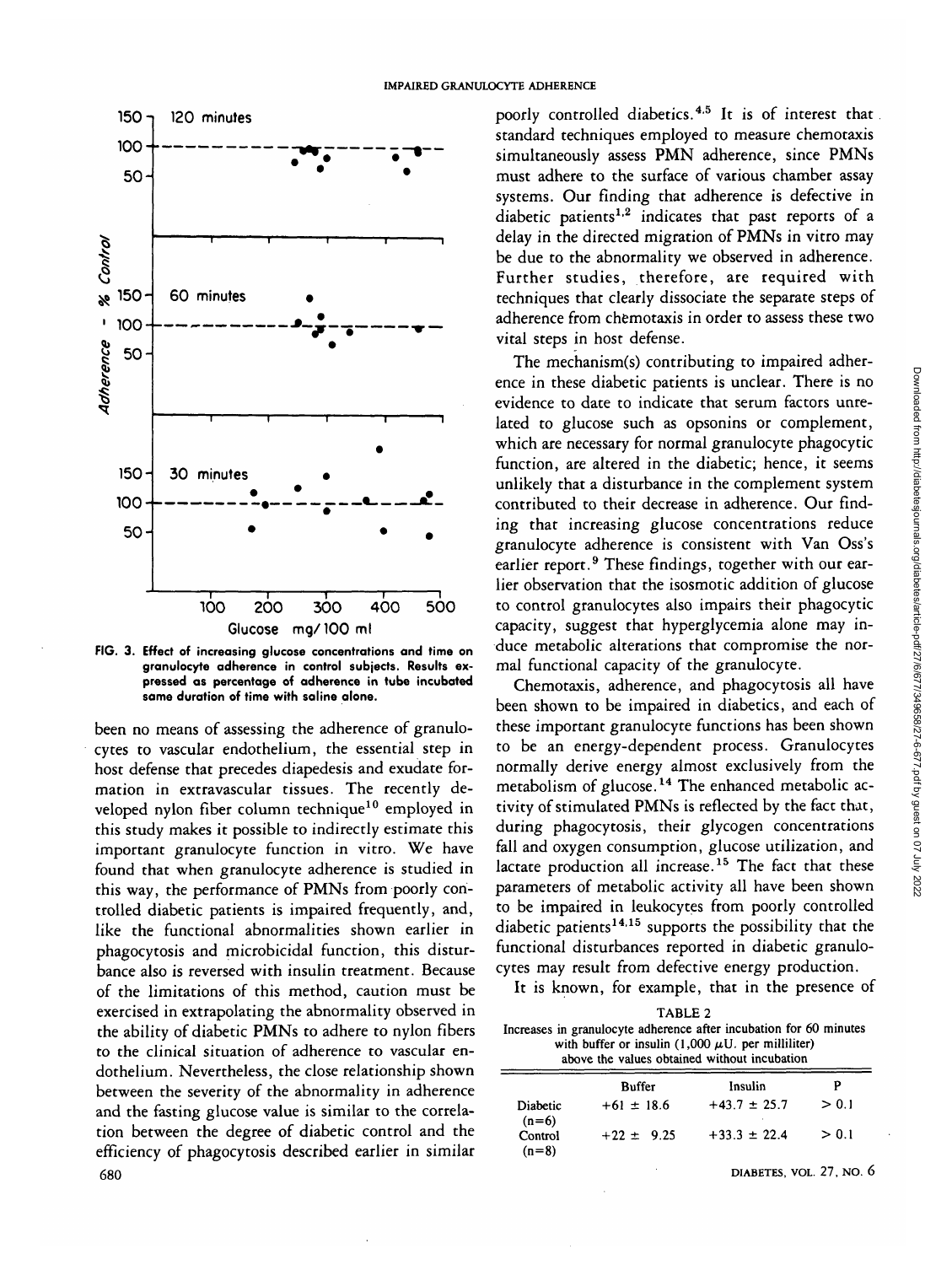120 minutes

60 minutes

30 minutes

Adherence - % Control

150
100
50

150
100
50

150
100
50

100 200 300 400 500

Glucose mg/100 ml

**FIG. 3. Effect of increasing glucose concentrations and time on granulocyte adherence in control subjects. Results expressed as percentage of adherence in tube incubated same duration of time with saline alone.**

been no means of assessing the adherence of granulocytes to vascular endothelium, the essential step in host defense that precedes diapedesis and exudate formation in extravascular tissues. The recently developed nylon fiber column technique[10] employed in this study makes it possible to indirectly estimate this important granulocyte function in vitro. We have found that when granulocyte adherence is studied in this way, the performance of PMNs from poorly controlled diabetic patients is impaired frequently, and, like the functional abnormalities shown earlier in phagocytosis and microbicidal function, this disturbance also is reversed with insulin treatment. Because of the limitations of this method, caution must be exercised in extrapolating the abnormality observed in the ability of diabetic PMNs to adhere to nylon fibers to the clinical situation of adherence to vascular endothelium. Nevertheless, the close relationship shown between the severity of the abnormality in adherence and the fasting glucose value is similar to the correlation between the degree of diabetic control and the efficiency of phagocytosis described earlier in similar poorly controlled diabetics.[4,5] It is of interest that standard techniques employed to measure chemotaxis simultaneously assess PMN adherence, since PMNs must adhere to the surface of various chamber assay systems. Our finding that adherence is defective in diabetic patients[1,2] indicates that past reports of a delay in the directed migration of PMNs in vitro may be due to the abnormality we observed in adherence. Further studies, therefore, are required with techniques that clearly dissociate the separate steps of adherence from chemotaxis in order to assess these two vital steps in host defense.

The mechanism(s) contributing to impaired adherence in these diabetic patients is unclear. There is no evidence to date to indicate that serum factors unrelated to glucose such as opsonins or complement, which are necessary for normal granulocyte phagocytic function, are altered in the diabetic; hence, it seems unlikely that a disturbance in the complement system contributed to their decrease in adherence. Our finding that increasing glucose concentrations reduce granulocyte adherence is consistent with Van Oss's earlier report.[9] These findings, together with our earlier observation that the isosmotic addition of glucose to control granulocytes also impairs their phagocytic capacity, suggest that hyperglycemia alone may induce metabolic alterations that compromise the normal functional capacity of the granulocyte.

Chemotaxis, adherence, and phagocytosis all have been shown to be impaired in diabetics, and each of these important granulocyte functions has been shown to be an energy-dependent process. Granulocytes normally derive energy almost exclusively from the metabolism of glucose.[14] The enhanced metabolic activity of stimulated PMNs is reflected by the fact that, during phagocytosis, their glycogen concentrations fall and oxygen consumption, glucose utilization, and lactate production all increase.[15] The fact that these parameters of metabolic activity all have been shown to be impaired in leukocytes from poorly controlled diabetic patients[14,15] supports the possibility that the functional disturbances reported in diabetic granulocytes may result from defective energy production.

It is known, for example, that in the presence of

TABLE 2
Increases in granulocyte adherence after incubation for 60 minutes with buffer or insulin (1,000 $\mu$U. per milliliter) above the values obtained without incubation

| | Buffer | Insulin | P |
|---|---|---|---|
| Diabetic (n=6) | +61 ± 18.6 | +43.7 ± 25.7 | > 0.1 |
| Control (n=8) | +22 ± 9.25 | +33.3 ± 22.4 | > 0.1 |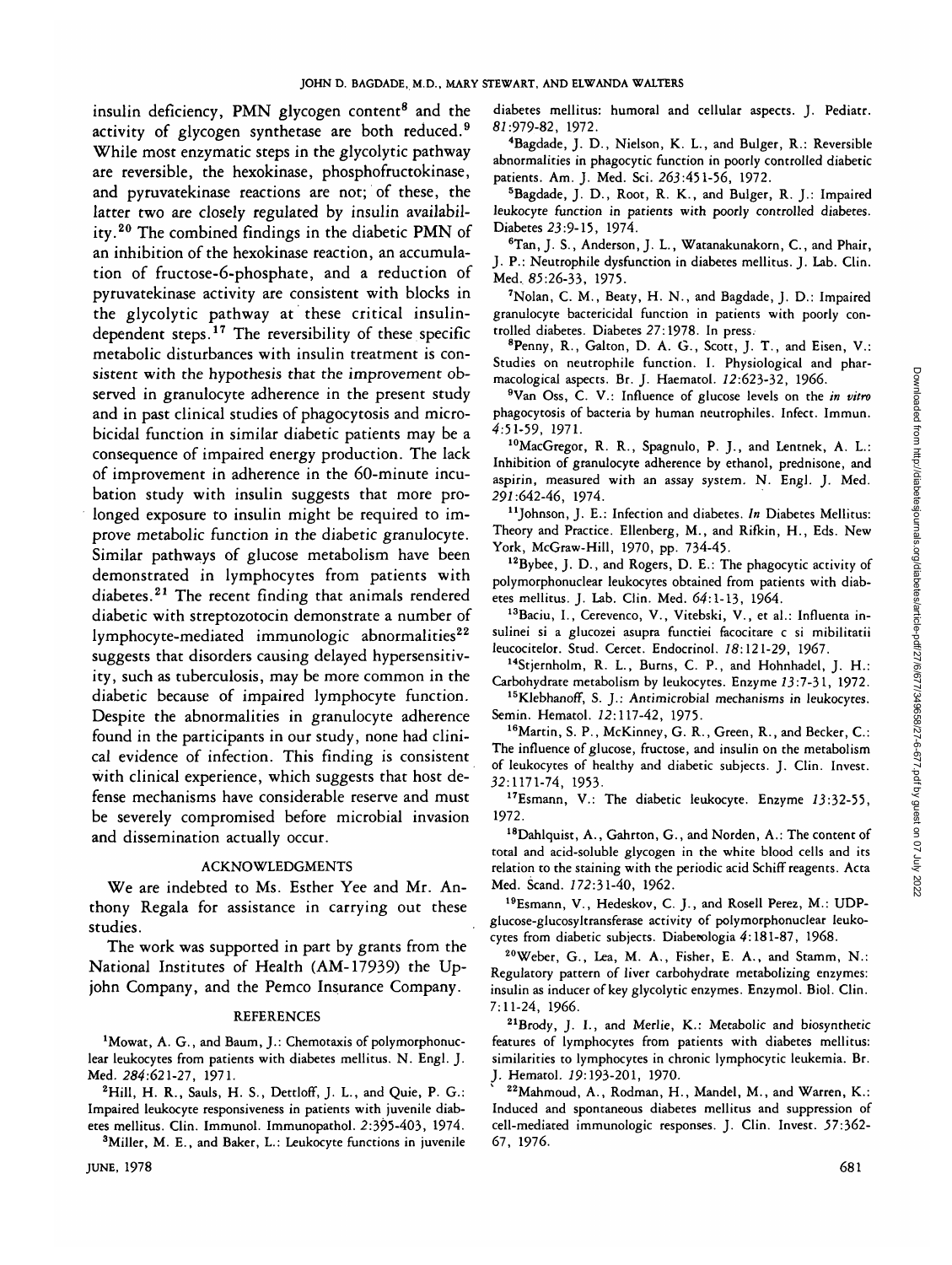insulin deficiency, PMN glycogen content[8] and the activity of glycogen synthetase are both reduced.[9] While most enzymatic steps in the glycolytic pathway are reversible, the hexokinase, phosphofructokinase, and pyruvatekinase reactions are not; of these, the latter two are closely regulated by insulin availability.[20] The combined findings in the diabetic PMN of an inhibition of the hexokinase reaction, an accumulation of fructose-6-phosphate, and a reduction of pyruvatekinase activity are consistent with blocks in the glycolytic pathway at these critical insulin-dependent steps.[17] The reversibility of these specific metabolic disturbances with insulin treatment is consistent with the hypothesis that the improvement observed in granulocyte adherence in the present study and in past clinical studies of phagocytosis and microbicidal function in similar diabetic patients may be a consequence of impaired energy production. The lack of improvement in adherence in the 60-minute incubation study with insulin suggests that more prolonged exposure to insulin might be required to improve metabolic function in the diabetic granulocyte. Similar pathways of glucose metabolism have been demonstrated in lymphocytes from patients with diabetes.[21] The recent finding that animals rendered diabetic with streptozotocin demonstrate a number of lymphocyte-mediated immunologic abnormalities[22] suggests that disorders causing delayed hypersensitivity, such as tuberculosis, may be more common in the diabetic because of impaired lymphocyte function. Despite the abnormalities in granulocyte adherence found in the participants in our study, none had clinical evidence of infection. This finding is consistent with clinical experience, which suggests that host defense mechanisms have considerable reserve and must be severely compromised before microbial invasion and dissemination actually occur.

## ACKNOWLEDGMENTS

We are indebted to Ms. Esther Yee and Mr. Anthony Regala for assistance in carrying out these studies.

The work was supported in part by grants from the National Institutes of Health (AM-17939) the Upjohn Company, and the Pemco Insurance Company.

## REFERENCES

1. Mowat, A. G., and Baum, J.: Chemotaxis of polymorphonuclear leukocytes from patients with diabetes mellitus. N. Engl. J. Med. 284:621-27, 1971.
2. Hill, H. R., Sauls, H. S., Dettloff, J. L., and Quie, P. G.: Impaired leukocyte responsiveness in patients with juvenile diabetes mellitus. Clin. Immunol. Immunopathol. 2:395-403, 1974.
3. Miller, M. E., and Baker, L.: Leukocyte functions in juvenile diabetes mellitus: humoral and cellular aspects. J. Pediatr. 81:979-82, 1972.
4. Bagdade, J. D., Nielson, K. L., and Bulger, R.: Reversible abnormalities in phagocytic function in poorly controlled diabetic patients. Am. J. Med. Sci. 263:451-56, 1972.
5. Bagdade, J. D., Root, R. K., and Bulger, R. J.: Impaired leukocyte function in patients with poorly controlled diabetes. Diabetes 23:9-15, 1974.
6. Tan, J. S., Anderson, J. L., Watanakunakorn, C., and Phair, J. P.: Neutrophile dysfunction in diabetes mellitus. J. Lab. Clin. Med. 85:26-33, 1975.
7. Nolan, C. M., Beaty, H. N., and Bagdade, J. D.: Impaired granulocyte bactericidal function in patients with poorly controlled diabetes. Diabetes 27:1978. In press.
8. Penny, R., Galton, D. A. G., Scott, J. T., and Eisen, V.: Studies on neutrophile function. I. Physiological and pharmacological aspects. Br. J. Haematol. 12:623-32, 1966.
9. Van Oss, C. V.: Influence of glucose levels on the *in vitro* phagocytosis of bacteria by human neutrophiles. Infect. Immun. 4:51-59, 1971.
10. MacGregor, R. R., Spagnulo, P. J., and Lentnek, A. L.: Inhibition of granulocyte adherence by ethanol, prednisone, and aspirin, measured with an assay system. N. Engl. J. Med. 291:642-46, 1974.
11. Johnson, J. E.: Infection and diabetes. *In* Diabetes Mellitus: Theory and Practice. Ellenberg, M., and Rifkin, H., Eds. New York, McGraw-Hill, 1970, pp. 734-45.
12. Bybee, J. D., and Rogers, D. E.: The phagocytic activity of polymorphonuclear leukocytes obtained from patients with diabetes mellitus. J. Lab. Clin. Med. 64:1-13, 1964.
13. Baciu, I., Cerevenco, V., Vitebski, V., et al.: Influenta insulinei si a glucozei asupra functiei facocitare c si mibilitatii leucocitelor. Stud. Cercet. Endocrinol. 18:121-29, 1967.
14. Stjernholm, R. L., Burns, C. P., and Hohnhadel, J. H.: Carbohydrate metabolism by leukocytes. Enzyme 13:7-31, 1972.
15. Klebhanoff, S. J.: Antimicrobial mechanisms in leukocytes. Semin. Hematol. 12:117-42, 1975.
16. Martin, S. P., McKinney, G. R., Green, R., and Becker, C.: The influence of glucose, fructose, and insulin on the metabolism of leukocytes of healthy and diabetic subjects. J. Clin. Invest. 32:1171-74, 1953.
17. Esmann, V.: The diabetic leukocyte. Enzyme 13:32-55, 1972.
18. Dahlquist, A., Gahrton, G., and Norden, A.: The content of total and acid-soluble glycogen in the white blood cells and its relation to the staining with the periodic acid Schiff reagents. Acta Med. Scand. 172:31-40, 1962.
19. Esmann, V., Hedeskov, C. J., and Rosell Perez, M.: UDP-glucose-glucosyltransferase activity of polymorphonuclear leukocytes from diabetic subjects. Diabetologia 4:181-87, 1968.
20. Weber, G., Lea, M. A., Fisher, E. A., and Stamm, N.: Regulatory pattern of liver carbohydrate metabolizing enzymes: insulin as inducer of key glycolytic enzymes. Enzymol. Biol. Clin. 7:11-24, 1966.
21. Brody, J. I., and Merlie, K.: Metabolic and biosynthetic features of lymphocytes from patients with diabetes mellitus: similarities to lymphocytes in chronic lymphocytic leukemia. Br. J. Hematol. 19:193-201, 1970.
22. Mahmoud, A., Rodman, H., Mandel, M., and Warren, K.: Induced and spontaneous diabetes mellitus and suppression of cell-mediated immunologic responses. J. Clin. Invest. 57:362-67, 1976.